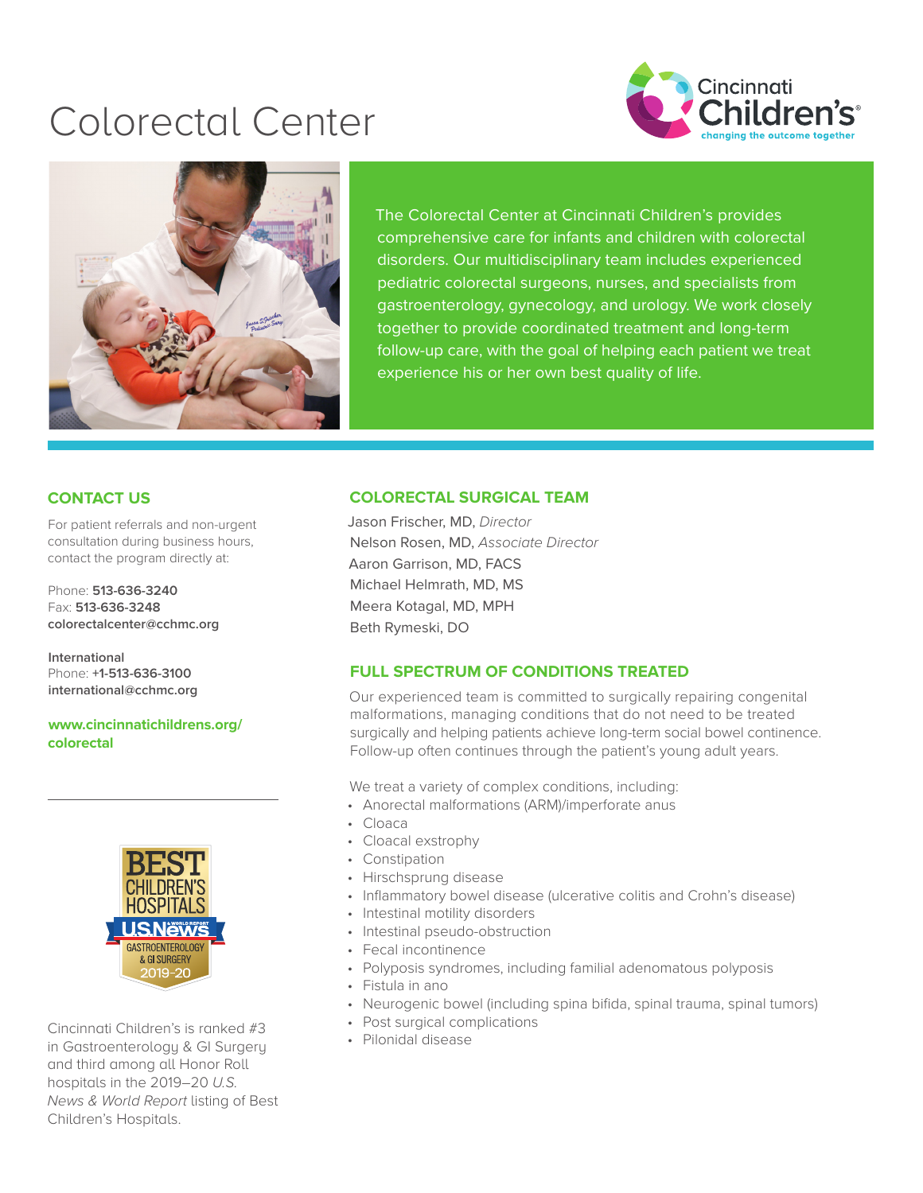# Colorectal Center

Cincinnati Children's
changing the outcome together

The Colorectal Center at Cincinnati Children's provides comprehensive care for infants and children with colorectal disorders. Our multidisciplinary team includes experienced pediatric colorectal surgeons, nurses, and specialists from gastroenterology, gynecology, and urology. We work closely together to provide coordinated treatment and long-term follow-up care, with the goal of helping each patient we treat experience his or her own best quality of life.

## CONTACT US

For patient referrals and non-urgent consultation during business hours, contact the program directly at:

Phone: **513-636-3240**
Fax: **513-636-3248**
**colorectalcenter@cchmc.org**

**International**
Phone: **+1-513-636-3100**
**international@cchmc.org**

**www.cincinnatichildrens.org/colorectal**

BEST CHILDREN'S HOSPITALS
U.S.News & WORLD REPORT
GASTROENTEROLOGY & GI SURGERY
2019-20

Cincinnati Children's is ranked #3 in Gastroenterology & GI Surgery and third among all Honor Roll hospitals in the 2019–20 *U.S. News & World Report* listing of Best Children's Hospitals.

## COLORECTAL SURGICAL TEAM

Jason Frischer, MD, *Director*
Nelson Rosen, MD, *Associate Director*
Aaron Garrison, MD, FACS
Michael Helmrath, MD, MS
Meera Kotagal, MD, MPH
Beth Rymeski, DO

## FULL SPECTRUM OF CONDITIONS TREATED

Our experienced team is committed to surgically repairing congenital malformations, managing conditions that do not need to be treated surgically and helping patients achieve long-term social bowel continence. Follow-up often continues through the patient's young adult years.

We treat a variety of complex conditions, including:

- Anorectal malformations (ARM)/imperforate anus
- Cloaca
- Cloacal exstrophy
- Constipation
- Hirschsprung disease
- Inflammatory bowel disease (ulcerative colitis and Crohn's disease)
- Intestinal motility disorders
- Intestinal pseudo-obstruction
- Fecal incontinence
- Polyposis syndromes, including familial adenomatous polyposis
- Fistula in ano
- Neurogenic bowel (including spina bifida, spinal trauma, spinal tumors)
- Post surgical complications
- Pilonidal disease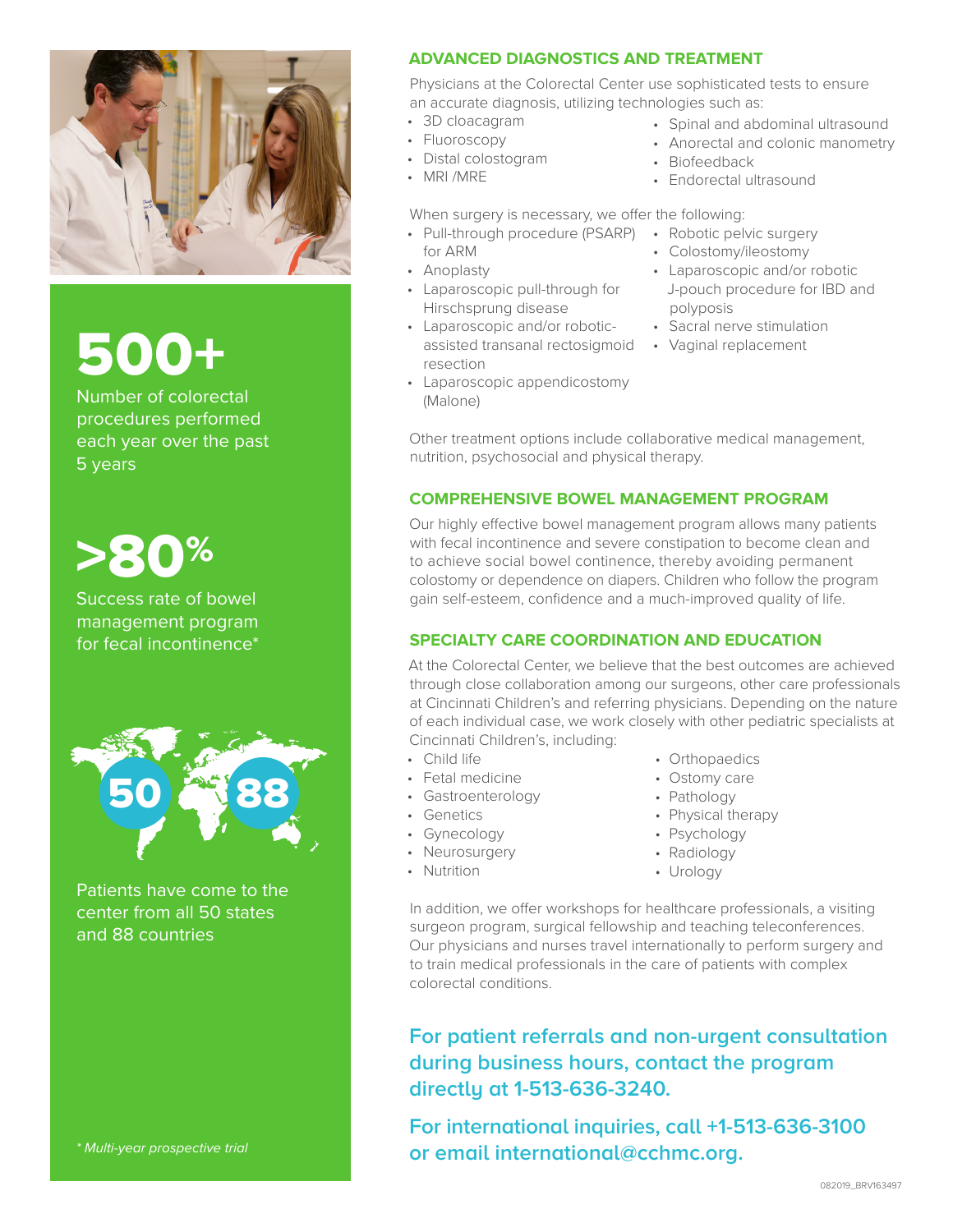**500+**

Number of colorectal procedures performed each year over the past 5 years

**>80%**

Success rate of bowel management program for fecal incontinence*

**50** **88**

Patients have come to the center from all 50 states and 88 countries

*\* Multi-year prospective trial*

## ADVANCED DIAGNOSTICS AND TREATMENT

Physicians at the Colorectal Center use sophisticated tests to ensure an accurate diagnosis, utilizing technologies such as:

- 3D cloacagram
- Fluoroscopy
- Distal colostogram
- MRI /MRE
- Spinal and abdominal ultrasound
- Anorectal and colonic manometry
- Biofeedback
- Endorectal ultrasound

When surgery is necessary, we offer the following:

- Pull-through procedure (PSARP) for ARM
- Anoplasty
- Laparoscopic pull-through for Hirschsprung disease
- Laparoscopic and/or robotic-assisted transanal rectosigmoid resection
- Laparoscopic appendicostomy (Malone)
- Robotic pelvic surgery
- Colostomy/ileostomy
- Laparoscopic and/or robotic J-pouch procedure for IBD and polyposis
- Sacral nerve stimulation
- Vaginal replacement

Other treatment options include collaborative medical management, nutrition, psychosocial and physical therapy.

## COMPREHENSIVE BOWEL MANAGEMENT PROGRAM

Our highly effective bowel management program allows many patients with fecal incontinence and severe constipation to become clean and to achieve social bowel continence, thereby avoiding permanent colostomy or dependence on diapers. Children who follow the program gain self-esteem, confidence and a much-improved quality of life.

## SPECIALTY CARE COORDINATION AND EDUCATION

At the Colorectal Center, we believe that the best outcomes are achieved through close collaboration among our surgeons, other care professionals at Cincinnati Children's and referring physicians. Depending on the nature of each individual case, we work closely with other pediatric specialists at Cincinnati Children's, including:

- Child life
- Fetal medicine
- Gastroenterology
- Genetics
- Gynecology
- Neurosurgery
- Nutrition
- Orthopaedics
- Ostomy care
- Pathology
- Physical therapy
- Psychology
- Radiology
- Urology

In addition, we offer workshops for healthcare professionals, a visiting surgeon program, surgical fellowship and teaching teleconferences. Our physicians and nurses travel internationally to perform surgery and to train medical professionals in the care of patients with complex colorectal conditions.

**For patient referrals and non-urgent consultation during business hours, contact the program directly at 1-513-636-3240.**

**For international inquiries, call +1-513-636-3100 or email international@cchmc.org.**

082019_BRV163497